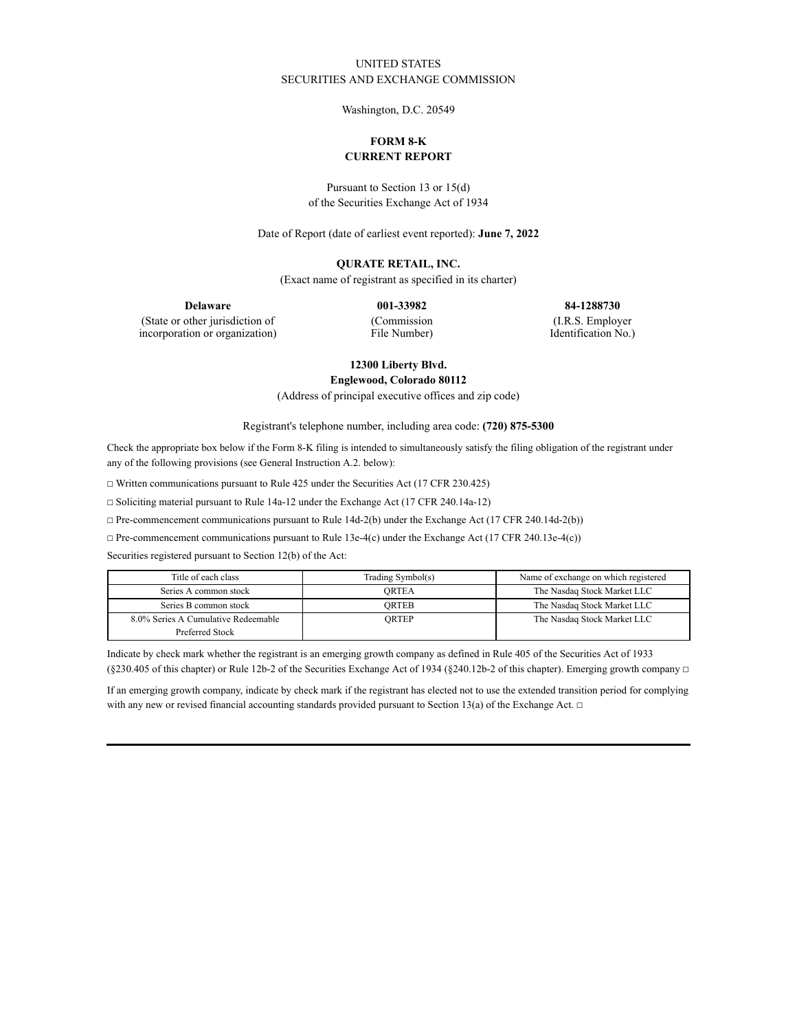UNITED STATES
SECURITIES AND EXCHANGE COMMISSION

Washington, D.C. 20549

**FORM 8-K**
**CURRENT REPORT**

Pursuant to Section 13 or 15(d)
of the Securities Exchange Act of 1934

Date of Report (date of earliest event reported): **June 7, 2022**

**QURATE RETAIL, INC.**
(Exact name of registrant as specified in its charter)

| **Delaware** | **001-33982** | **84-1288730** |
|---|---|---|
| (State or other jurisdiction of incorporation or organization) | (Commission File Number) | (I.R.S. Employer Identification No.) |

**12300 Liberty Blvd.**
**Englewood, Colorado 80112**
(Address of principal executive offices and zip code)

Registrant's telephone number, including area code: **(720) 875-5300**

Check the appropriate box below if the Form 8-K filing is intended to simultaneously satisfy the filing obligation of the registrant under any of the following provisions (see General Instruction A.2. below):

□ Written communications pursuant to Rule 425 under the Securities Act (17 CFR 230.425)

□ Soliciting material pursuant to Rule 14a-12 under the Exchange Act (17 CFR 240.14a-12)

□ Pre-commencement communications pursuant to Rule 14d-2(b) under the Exchange Act (17 CFR 240.14d-2(b))

□ Pre-commencement communications pursuant to Rule 13e-4(c) under the Exchange Act (17 CFR 240.13e-4(c))

Securities registered pursuant to Section 12(b) of the Act:

| Title of each class | Trading Symbol(s) | Name of exchange on which registered |
|---|---|---|
| Series A common stock | QRTEA | The Nasdaq Stock Market LLC |
| Series B common stock | QRTEB | The Nasdaq Stock Market LLC |
| 8.0% Series A Cumulative Redeemable Preferred Stock | QRTEP | The Nasdaq Stock Market LLC |

Indicate by check mark whether the registrant is an emerging growth company as defined in Rule 405 of the Securities Act of 1933 (§230.405 of this chapter) or Rule 12b-2 of the Securities Exchange Act of 1934 (§240.12b-2 of this chapter). Emerging growth company □

If an emerging growth company, indicate by check mark if the registrant has elected not to use the extended transition period for complying with any new or revised financial accounting standards provided pursuant to Section 13(a) of the Exchange Act. □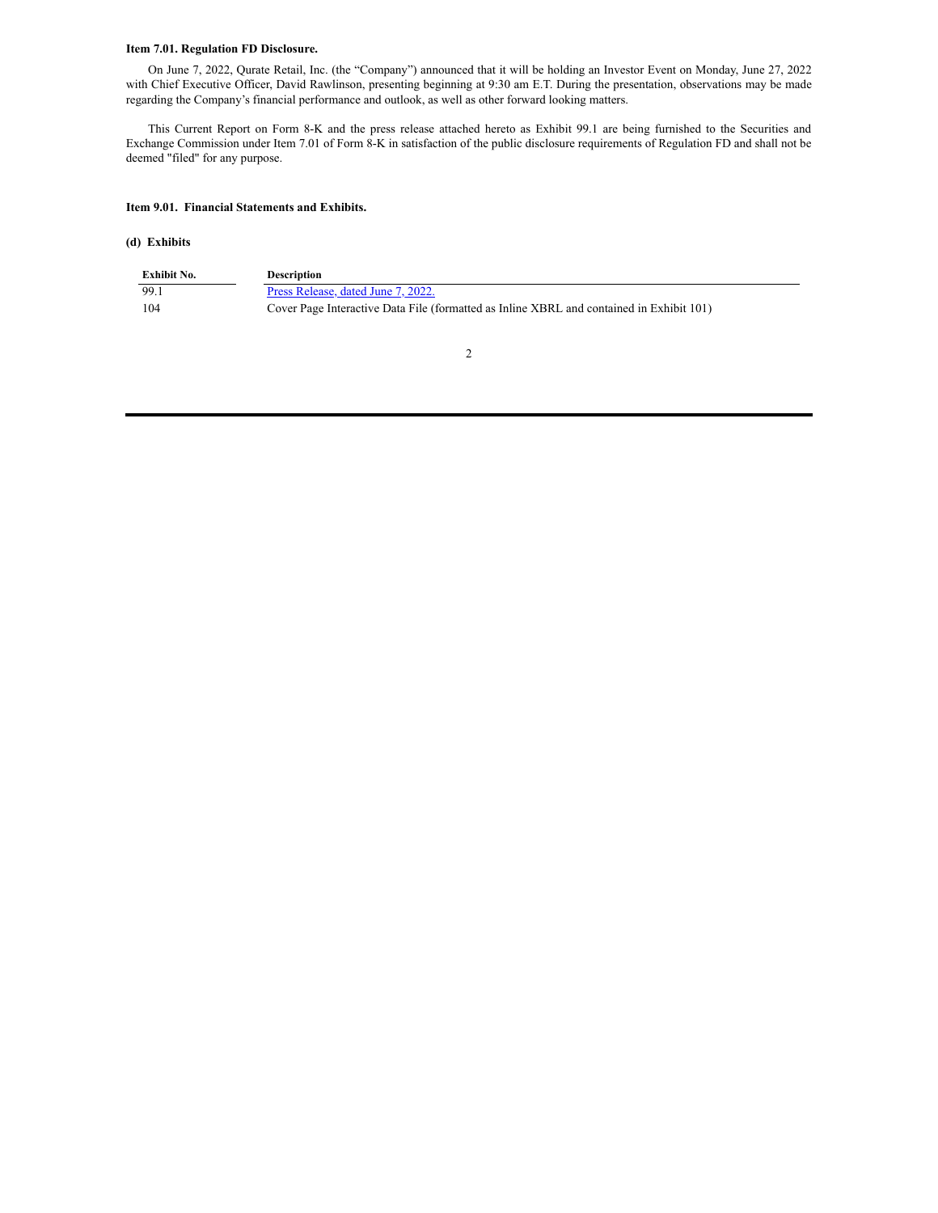**Item 7.01. Regulation FD Disclosure.**

On June 7, 2022, Qurate Retail, Inc. (the "Company") announced that it will be holding an Investor Event on Monday, June 27, 2022 with Chief Executive Officer, David Rawlinson, presenting beginning at 9:30 am E.T. During the presentation, observations may be made regarding the Company's financial performance and outlook, as well as other forward looking matters.

This Current Report on Form 8-K and the press release attached hereto as Exhibit 99.1 are being furnished to the Securities and Exchange Commission under Item 7.01 of Form 8-K in satisfaction of the public disclosure requirements of Regulation FD and shall not be deemed "filed" for any purpose.

**Item 9.01. Financial Statements and Exhibits.**

**(d) Exhibits**

| Exhibit No. | Description |
| --- | --- |
| 99.1 | Press Release, dated June 7, 2022. |
| 104 | Cover Page Interactive Data File (formatted as Inline XBRL and contained in Exhibit 101) |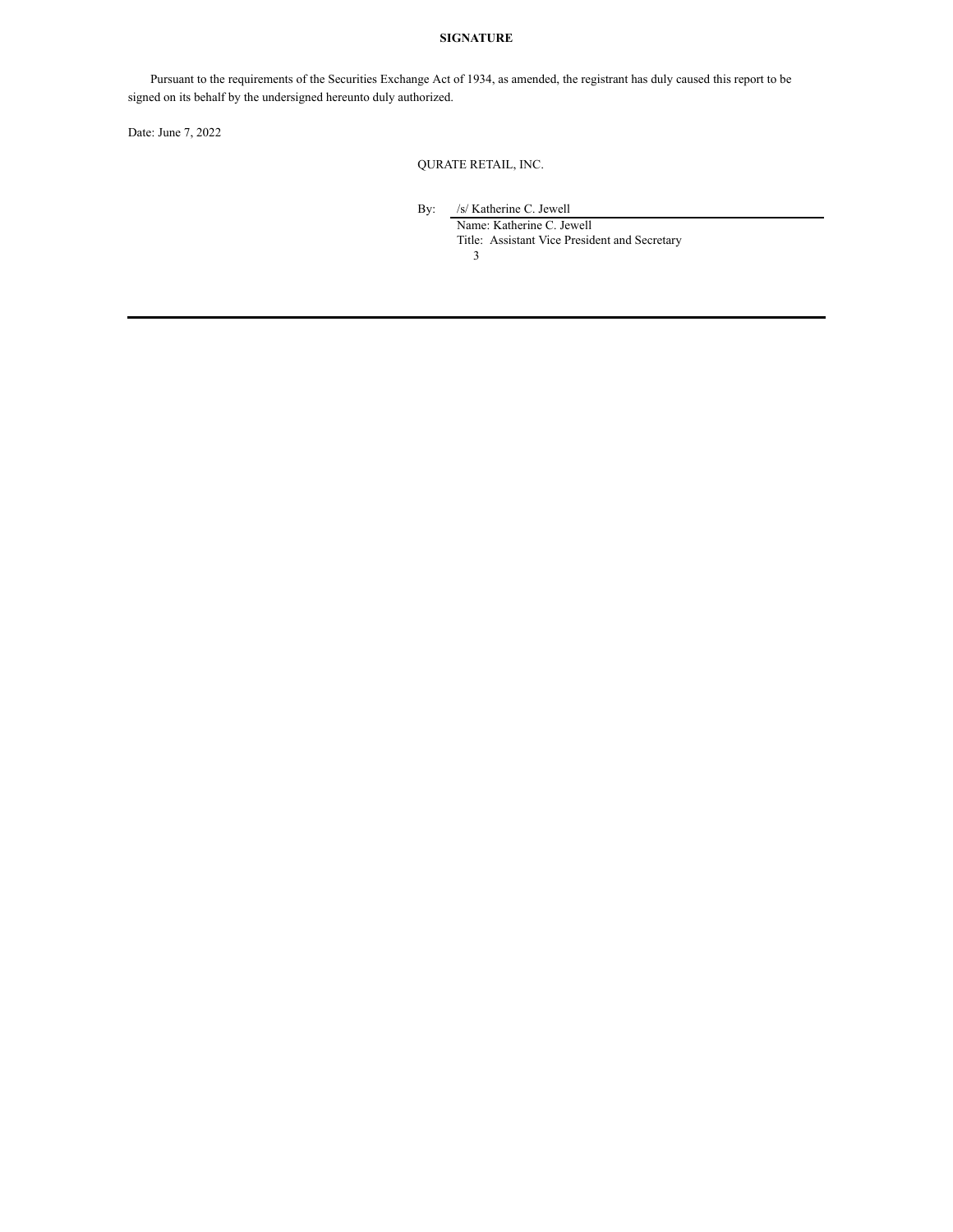**SIGNATURE**

Pursuant to the requirements of the Securities Exchange Act of 1934, as amended, the registrant has duly caused this report to be signed on its behalf by the undersigned hereunto duly authorized.

Date: June 7, 2022

QURATE RETAIL, INC.

By: /s/ Katherine C. Jewell
Name: Katherine C. Jewell
Title: Assistant Vice President and Secretary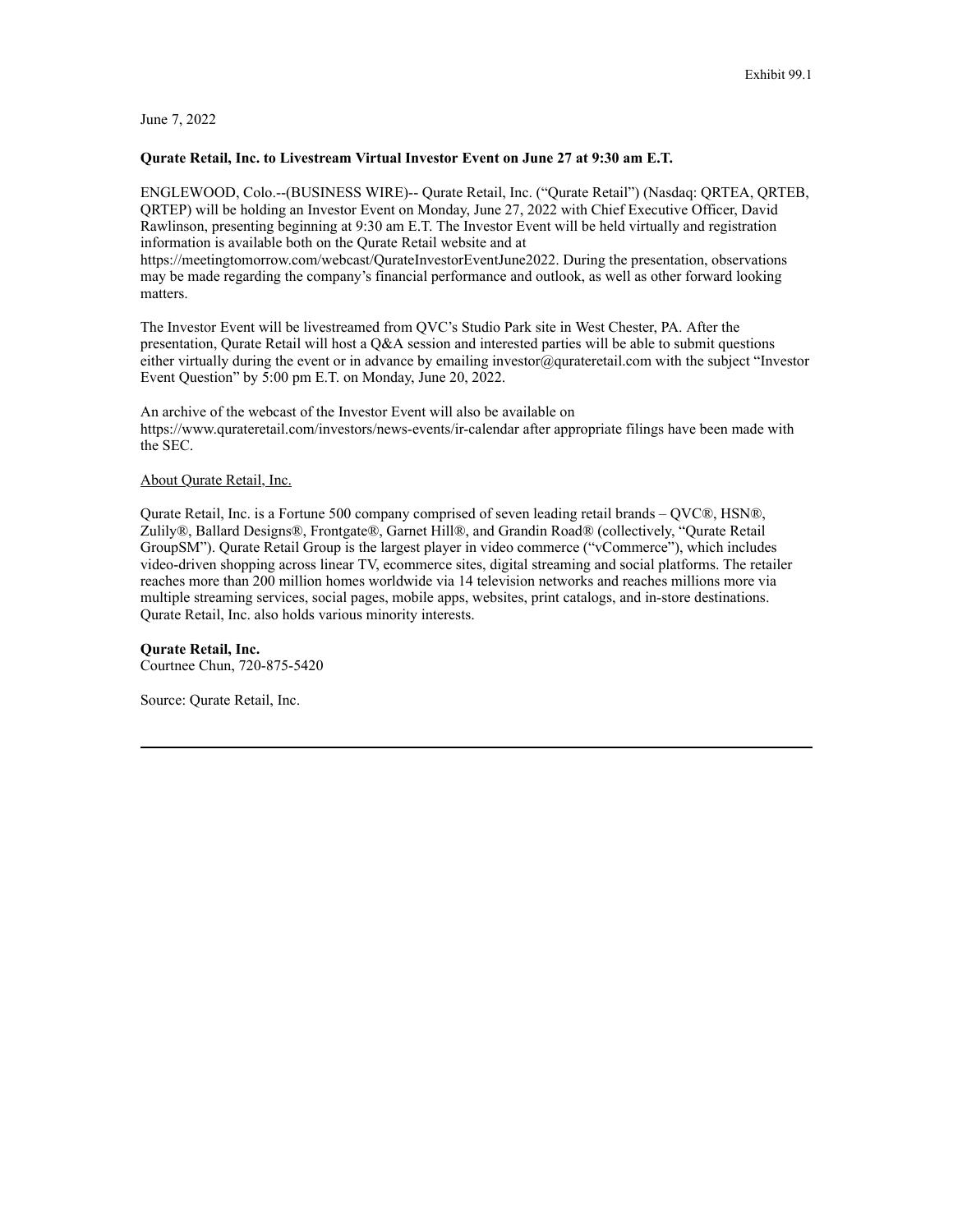Exhibit 99.1

June 7, 2022

**Qurate Retail, Inc. to Livestream Virtual Investor Event on June 27 at 9:30 am E.T.**

ENGLEWOOD, Colo.--(BUSINESS WIRE)-- Qurate Retail, Inc. ("Qurate Retail") (Nasdaq: QRTEA, QRTEB, QRTEP) will be holding an Investor Event on Monday, June 27, 2022 with Chief Executive Officer, David Rawlinson, presenting beginning at 9:30 am E.T. The Investor Event will be held virtually and registration information is available both on the Qurate Retail website and at https://meetingtomorrow.com/webcast/QurateInvestorEventJune2022. During the presentation, observations may be made regarding the company's financial performance and outlook, as well as other forward looking matters.

The Investor Event will be livestreamed from QVC's Studio Park site in West Chester, PA. After the presentation, Qurate Retail will host a Q&A session and interested parties will be able to submit questions either virtually during the event or in advance by emailing investor@qurateretail.com with the subject "Investor Event Question" by 5:00 pm E.T. on Monday, June 20, 2022.

An archive of the webcast of the Investor Event will also be available on https://www.qurateretail.com/investors/news-events/ir-calendar after appropriate filings have been made with the SEC.

About Qurate Retail, Inc.

Qurate Retail, Inc. is a Fortune 500 company comprised of seven leading retail brands – QVC®, HSN®, Zulily®, Ballard Designs®, Frontgate®, Garnet Hill®, and Grandin Road® (collectively, "Qurate Retail GroupSM"). Qurate Retail Group is the largest player in video commerce ("vCommerce"), which includes video-driven shopping across linear TV, ecommerce sites, digital streaming and social platforms. The retailer reaches more than 200 million homes worldwide via 14 television networks and reaches millions more via multiple streaming services, social pages, mobile apps, websites, print catalogs, and in-store destinations. Qurate Retail, Inc. also holds various minority interests.

**Qurate Retail, Inc.**
Courtnee Chun, 720-875-5420

Source: Qurate Retail, Inc.